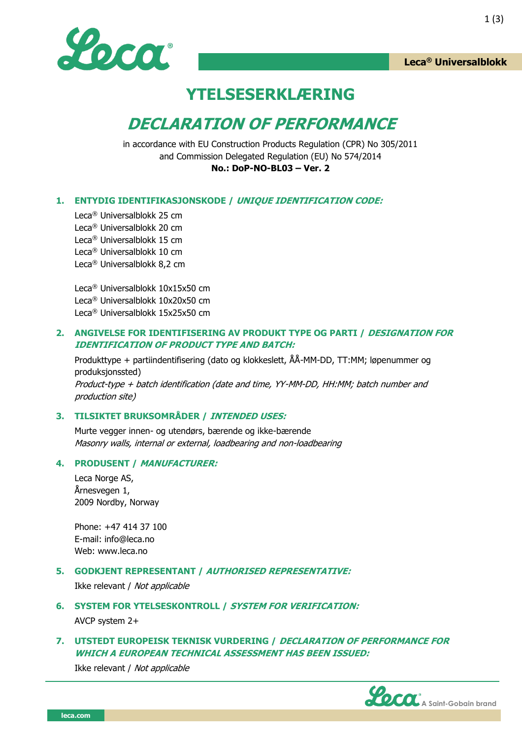Leca® Universalblokk

# YTELSESERKLÆRING

# *DECLARATION OF PERFORMANCE*

in accordance with EU Construction Products Regulation (CPR) No 305/2011
and Commission Delegated Regulation (EU) No 574/2014
**No.: DoP-NO-BL03 – Ver. 2**

## 1. ENTYDIG IDENTIFIKASJONSKODE / *UNIQUE IDENTIFICATION CODE:*

Leca® Universalblokk 25 cm
Leca® Universalblokk 20 cm
Leca® Universalblokk 15 cm
Leca® Universalblokk 10 cm
Leca® Universalblokk 8,2 cm

Leca® Universalblokk 10x15x50 cm
Leca® Universalblokk 10x20x50 cm
Leca® Universalblokk 15x25x50 cm

## 2. ANGIVELSE FOR IDENTIFISERING AV PRODUKT TYPE OG PARTI / *DESIGNATION FOR IDENTIFICATION OF PRODUCT TYPE AND BATCH:*

Produkttype + partiidentifisering (dato og klokkeslett, ÅÅ-MM-DD, TT:MM; løpenummer og produksjonssted)
*Product-type + batch identification (date and time, YY-MM-DD, HH:MM; batch number and production site)*

## 3. TILSIKTET BRUKSOMRÅDER / *INTENDED USES:*

Murte vegger innen- og utendørs, bærende og ikke-bærende
*Masonry walls, internal or external, loadbearing and non-loadbearing*

## 4. PRODUSENT / *MANUFACTURER:*

Leca Norge AS,
Årnesvegen 1,
2009 Nordby, Norway

Phone: +47 414 37 100
E-mail: info@leca.no
Web: www.leca.no

## 5. GODKJENT REPRESENTANT / *AUTHORISED REPRESENTATIVE:*

Ikke relevant / *Not applicable*

## 6. SYSTEM FOR YTELSESKONTROLL / *SYSTEM FOR VERIFICATION:*

AVCP system 2+

## 7. UTSTEDT EUROPEISK TEKNISK VURDERING / *DECLARATION OF PERFORMANCE FOR WHICH A EUROPEAN TECHNICAL ASSESSMENT HAS BEEN ISSUED:*

Ikke relevant / *Not applicable*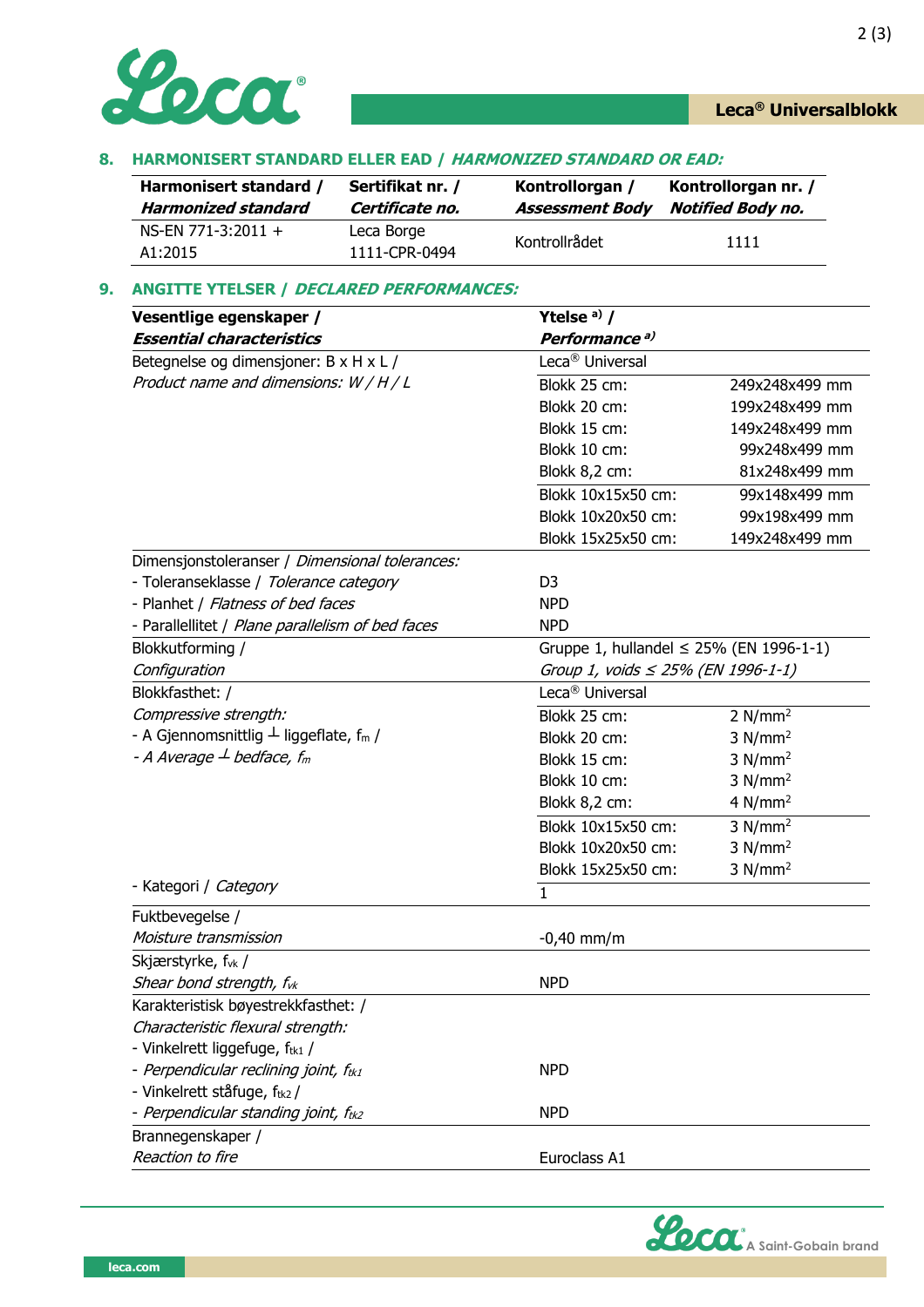## 8. HARMONISERT STANDARD ELLER EAD / *HARMONIZED STANDARD OR EAD:*

| **Harmonisert standard / *Harmonized standard*** | **Sertifikat nr. / *Certificate no.*** | **Kontrollorgan / *Assessment Body*** | **Kontrollorgan nr. / *Notified Body no.*** |
|---|---|---|---|
| NS-EN 771-3:2011 + A1:2015 | Leca Borge 1111-CPR-0494 | Kontrollrådet | 1111 |

## 9. ANGITTE YTELSER / *DECLARED PERFORMANCES:*

| **Vesentlige egenskaper / *Essential characteristics*** | **Ytelse [a] / *Performance [a]*** | |
|---|---|---|
| Betegnelse og dimensjoner: B x H x L / *Product name and dimensions: W / H / L* | Leca® Universal | |
| | Blokk 25 cm: | 249x248x499 mm |
| | Blokk 20 cm: | 199x248x499 mm |
| | Blokk 15 cm: | 149x248x499 mm |
| | Blokk 10 cm: | 99x248x499 mm |
| | Blokk 8,2 cm: | 81x248x499 mm |
| | Blokk 10x15x50 cm: | 99x148x499 mm |
| | Blokk 10x20x50 cm: | 99x198x499 mm |
| | Blokk 15x25x50 cm: | 149x248x499 mm |
| Dimensjonstoleranser / *Dimensional tolerances:* | | |
| - Toleranseklasse / *Tolerance category* | D3 | |
| - Planhet / *Flatness of bed faces* | NPD | |
| - Parallellitet / *Plane parallelism of bed faces* | NPD | |
| Blokkutforming / *Configuration* | Gruppe 1, hullandel ≤ 25% (EN 1996-1-1) / *Group 1, voids ≤ 25% (EN 1996-1-1)* | |
| Blokkfasthet: / *Compressive strength:* - A Gjennomsnittlig ⊥ liggeflate, $f_m$ / *- A Average ⊥ bedface, $f_m$* | Leca® Universal | |
| | Blokk 25 cm: | 2 N/mm² |
| | Blokk 20 cm: | 3 N/mm² |
| | Blokk 15 cm: | 3 N/mm² |
| | Blokk 10 cm: | 3 N/mm² |
| | Blokk 8,2 cm: | 4 N/mm² |
| | Blokk 10x15x50 cm: | 3 N/mm² |
| | Blokk 10x20x50 cm: | 3 N/mm² |
| | Blokk 15x25x50 cm: | 3 N/mm² |
| - Kategori / *Category* | 1 | |
| Fuktbevegelse / *Moisture transmission* | -0,40 mm/m | |
| Skjærstyrke, $f_{vk}$ / *Shear bond strength, $f_{vk}$* | NPD | |
| Karakteristisk bøyestrekkfasthet: / *Characteristic flexural strength:* | | |
| - Vinkelrett liggefuge, $f_{tk1}$ / *- Perpendicular reclining joint, $f_{tk1}$* | NPD | |
| - Vinkelrett ståfuge, $f_{tk2}$ / *- Perpendicular standing joint, $f_{tk2}$* | NPD | |
| Brannegenskaper / *Reaction to fire* | Euroclass A1 | |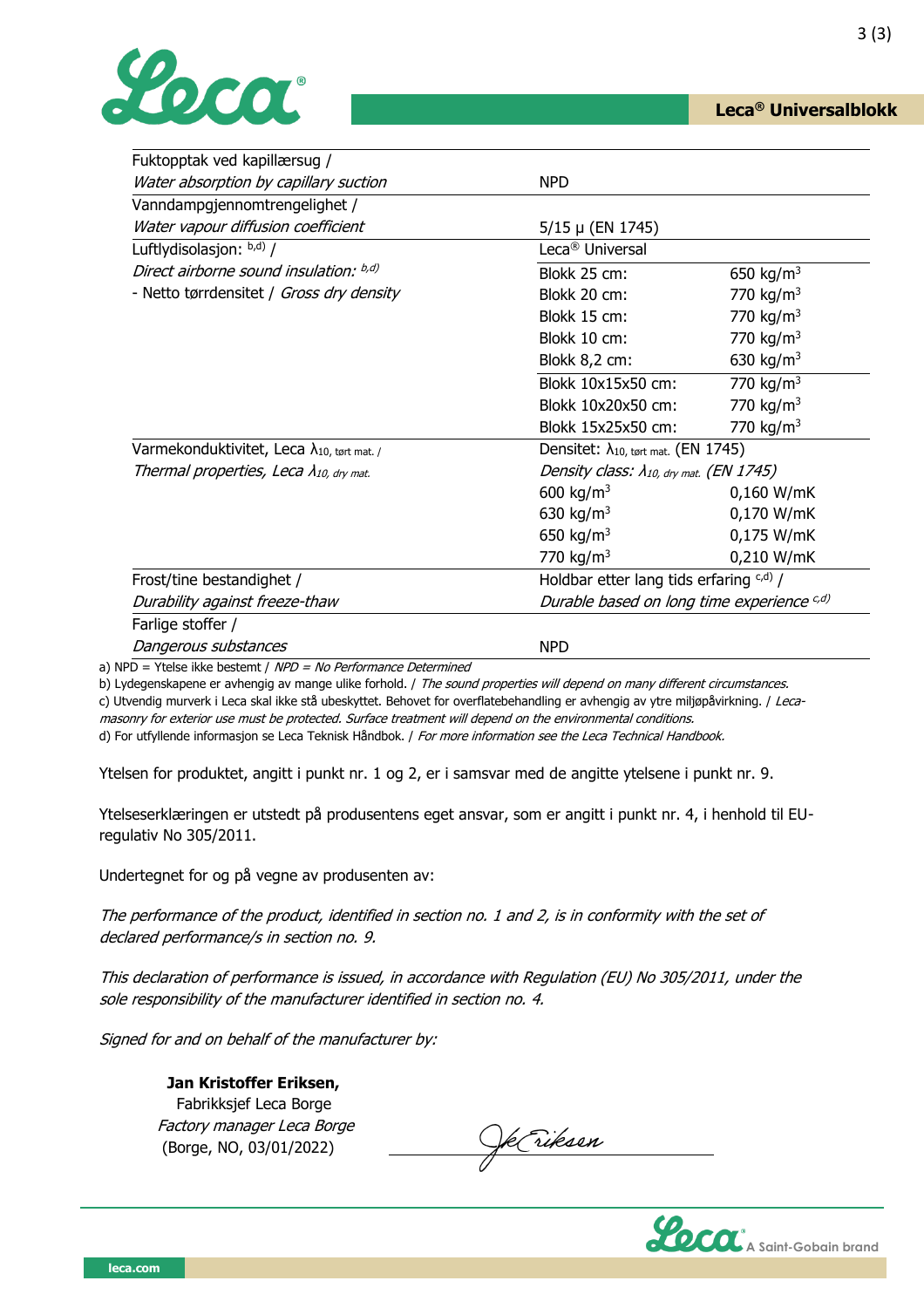Leca® Universalblokk

| | | |
|---|---|---|
| Fuktopptak ved kapillærsug / *Water absorption by capillary suction* | NPD | |
| Vanndampgjennomtrengelighet / *Water vapour diffusion coefficient* | 5/15 μ (EN 1745) | |
| Luftlydisolasjon: [b,d] / *Direct airborne sound insulation:* [b,d] | Leca® Universal | |
| - Netto tørrdensitet / *Gross dry density* | Blokk 25 cm: | 650 kg/m³ |
| | Blokk 20 cm: | 770 kg/m³ |
| | Blokk 15 cm: | 770 kg/m³ |
| | Blokk 10 cm: | 770 kg/m³ |
| | Blokk 8,2 cm: | 630 kg/m³ |
| | Blokk 10x15x50 cm: | 770 kg/m³ |
| | Blokk 10x20x50 cm: | 770 kg/m³ |
| | Blokk 15x25x50 cm: | 770 kg/m³ |
| Varmekonduktivitet, Leca $\lambda_{10,\text{ tørt mat.}}$ / *Thermal properties, Leca* $\lambda_{10,\text{ dry mat.}}$ | Densitet: $\lambda_{10,\text{ tørt mat.}}$ (EN 1745) / *Density class:* $\lambda_{10,\text{ dry mat.}}$ *(EN 1745)* | |
| | 600 kg/m³ | 0,160 W/mK |
| | 630 kg/m³ | 0,170 W/mK |
| | 650 kg/m³ | 0,175 W/mK |
| | 770 kg/m³ | 0,210 W/mK |
| Frost/tine bestandighet / *Durability against freeze-thaw* | Holdbar etter lang tids erfaring [c,d] / *Durable based on long time experience* [c,d] | |
| Farlige stoffer / *Dangerous substances* | NPD | |

a) NPD = Ytelse ikke bestemt / *NPD = No Performance Determined*

b) Lydegenskapene er avhengig av mange ulike forhold. / *The sound properties will depend on many different circumstances.*

c) Utvendig murverk i Leca skal ikke stå ubeskyttet. Behovet for overflatebehandling er avhengig av ytre miljøpåvirkning. / *Leca-masonry for exterior use must be protected. Surface treatment will depend on the environmental conditions.*

d) For utfyllende informasjon se Leca Teknisk Håndbok. / *For more information see the Leca Technical Handbook.*

Ytelsen for produktet, angitt i punkt nr. 1 og 2, er i samsvar med de angitte ytelsene i punkt nr. 9.

Ytelseserklæringen er utstedt på produsentens eget ansvar, som er angitt i punkt nr. 4, i henhold til EU-regulativ No 305/2011.

Undertegnet for og på vegne av produsenten av:

*The performance of the product, identified in section no. 1 and 2, is in conformity with the set of declared performance/s in section no. 9.*

*This declaration of performance is issued, in accordance with Regulation (EU) No 305/2011, under the sole responsibility of the manufacturer identified in section no. 4.*

*Signed for and on behalf of the manufacturer by:*

**Jan Kristoffer Eriksen,**
Fabrikksjef Leca Borge
*Factory manager Leca Borge*
(Borge, NO, 03/01/2022)

JKEriksen

Leca A Saint-Gobain brand

leca.com